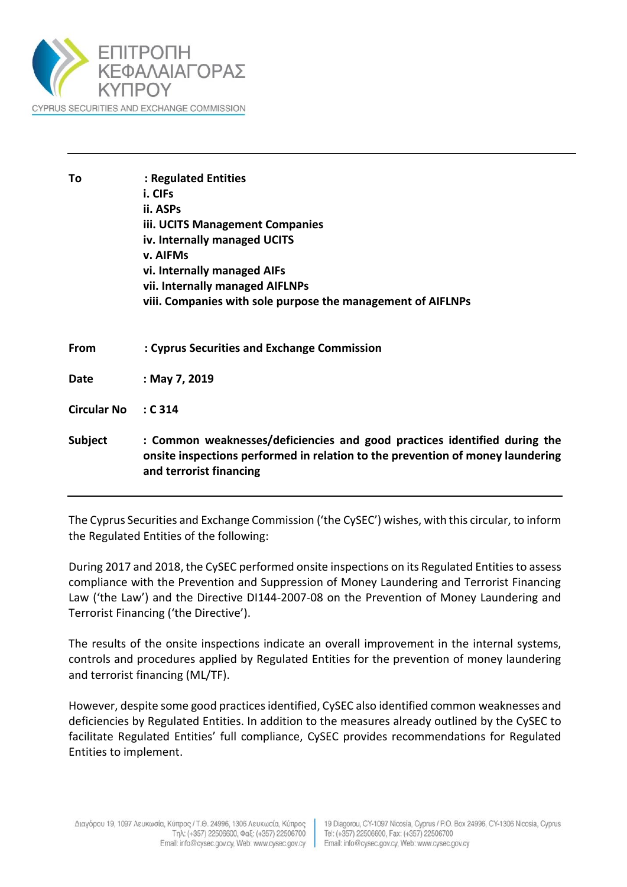ΕΠΙΤΡΟΠΗ ΚΕΦΑΛΑΙΑΓΟΡΑΣ ΚΥΠΡΟΥ

CYPRUS SECURITIES AND EXCHANGE COMMISSION

---

| | |
|---|---|
| **To** | **: Regulated Entities**<br>**i. CIFs**<br>**ii. ASPs**<br>**iii. UCITS Management Companies**<br>**iv. Internally managed UCITS**<br>**v. AIFMs**<br>**vi. Internally managed AIFs**<br>**vii. Internally managed AIFLNPs**<br>**viii. Companies with sole purpose the management of AIFLNPs** |
| **From** | **: Cyprus Securities and Exchange Commission** |
| **Date** | **: May 7, 2019** |
| **Circular No** | **: C 314** |
| **Subject** | **: Common weaknesses/deficiencies and good practices identified during the onsite inspections performed in relation to the prevention of money laundering and terrorist financing** |

---

The Cyprus Securities and Exchange Commission ('the CySEC') wishes, with this circular, to inform the Regulated Entities of the following:

During 2017 and 2018, the CySEC performed onsite inspections on its Regulated Entities to assess compliance with the Prevention and Suppression of Money Laundering and Terrorist Financing Law ('the Law') and the Directive DI144-2007-08 on the Prevention of Money Laundering and Terrorist Financing ('the Directive').

The results of the onsite inspections indicate an overall improvement in the internal systems, controls and procedures applied by Regulated Entities for the prevention of money laundering and terrorist financing (ML/TF).

However, despite some good practices identified, CySEC also identified common weaknesses and deficiencies by Regulated Entities. In addition to the measures already outlined by the CySEC to facilitate Regulated Entities' full compliance, CySEC provides recommendations for Regulated Entities to implement.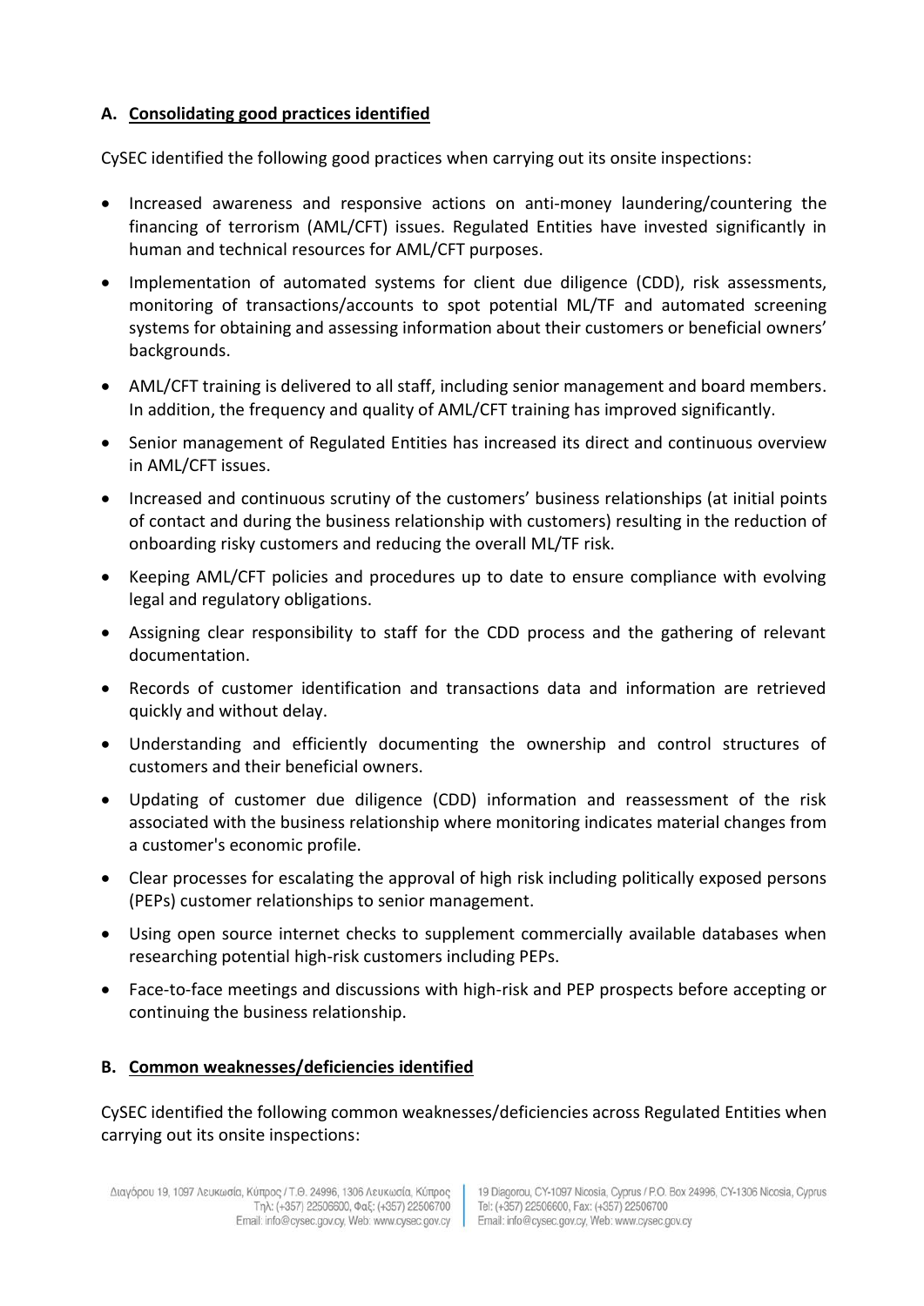## A. Consolidating good practices identified

CySEC identified the following good practices when carrying out its onsite inspections:

- Increased awareness and responsive actions on anti-money laundering/countering the financing of terrorism (AML/CFT) issues. Regulated Entities have invested significantly in human and technical resources for AML/CFT purposes.
- Implementation of automated systems for client due diligence (CDD), risk assessments, monitoring of transactions/accounts to spot potential ML/TF and automated screening systems for obtaining and assessing information about their customers or beneficial owners' backgrounds.
- AML/CFT training is delivered to all staff, including senior management and board members. In addition, the frequency and quality of AML/CFT training has improved significantly.
- Senior management of Regulated Entities has increased its direct and continuous overview in AML/CFT issues.
- Increased and continuous scrutiny of the customers' business relationships (at initial points of contact and during the business relationship with customers) resulting in the reduction of onboarding risky customers and reducing the overall ML/TF risk.
- Keeping AML/CFT policies and procedures up to date to ensure compliance with evolving legal and regulatory obligations.
- Assigning clear responsibility to staff for the CDD process and the gathering of relevant documentation.
- Records of customer identification and transactions data and information are retrieved quickly and without delay.
- Understanding and efficiently documenting the ownership and control structures of customers and their beneficial owners.
- Updating of customer due diligence (CDD) information and reassessment of the risk associated with the business relationship where monitoring indicates material changes from a customer's economic profile.
- Clear processes for escalating the approval of high risk including politically exposed persons (PEPs) customer relationships to senior management.
- Using open source internet checks to supplement commercially available databases when researching potential high-risk customers including PEPs.
- Face-to-face meetings and discussions with high-risk and PEP prospects before accepting or continuing the business relationship.

## B. Common weaknesses/deficiencies identified

CySEC identified the following common weaknesses/deficiencies across Regulated Entities when carrying out its onsite inspections: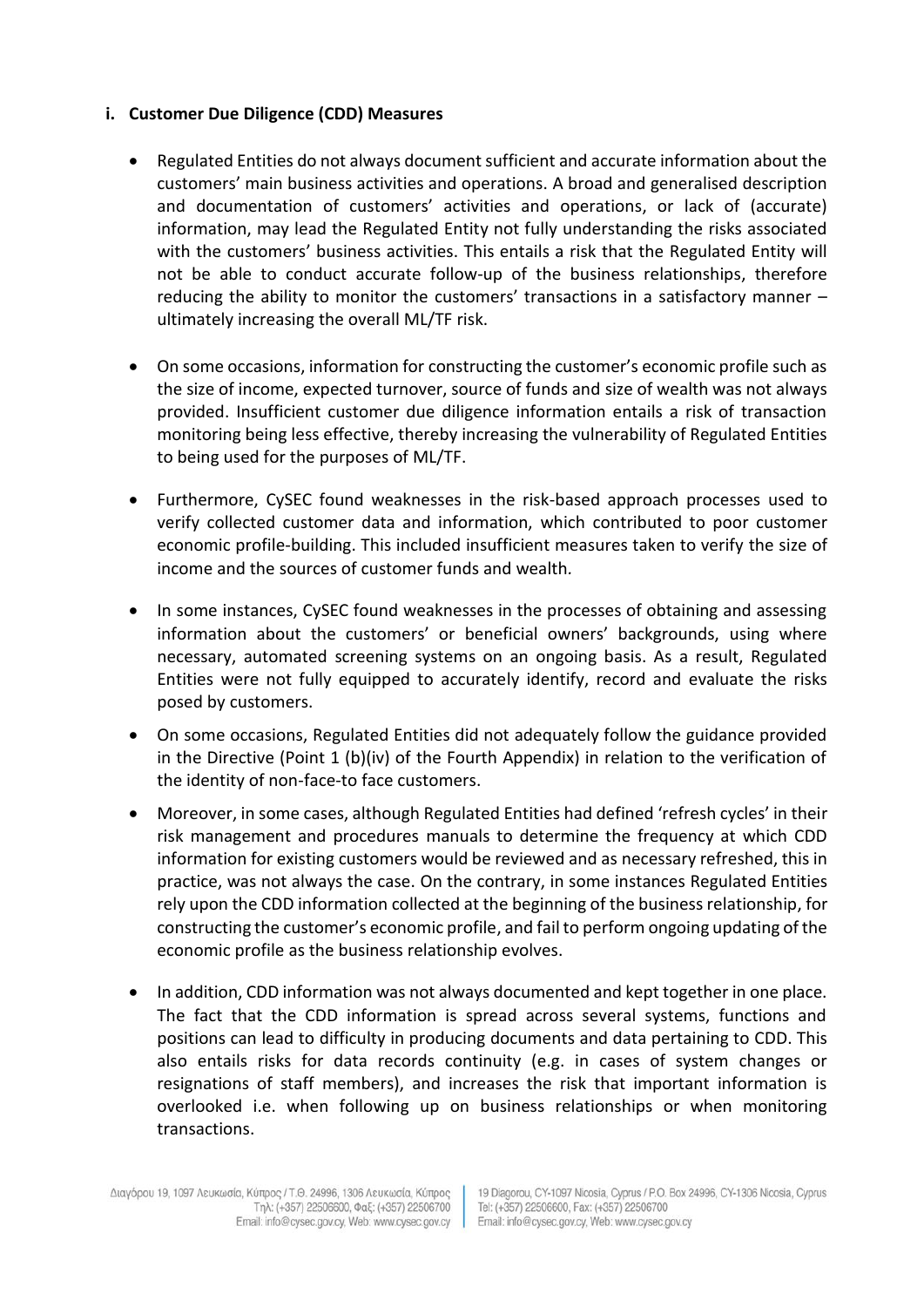### i. Customer Due Diligence (CDD) Measures

- Regulated Entities do not always document sufficient and accurate information about the customers' main business activities and operations. A broad and generalised description and documentation of customers' activities and operations, or lack of (accurate) information, may lead the Regulated Entity not fully understanding the risks associated with the customers' business activities. This entails a risk that the Regulated Entity will not be able to conduct accurate follow-up of the business relationships, therefore reducing the ability to monitor the customers' transactions in a satisfactory manner – ultimately increasing the overall ML/TF risk.

- On some occasions, information for constructing the customer's economic profile such as the size of income, expected turnover, source of funds and size of wealth was not always provided. Insufficient customer due diligence information entails a risk of transaction monitoring being less effective, thereby increasing the vulnerability of Regulated Entities to being used for the purposes of ML/TF.

- Furthermore, CySEC found weaknesses in the risk-based approach processes used to verify collected customer data and information, which contributed to poor customer economic profile-building. This included insufficient measures taken to verify the size of income and the sources of customer funds and wealth.

- In some instances, CySEC found weaknesses in the processes of obtaining and assessing information about the customers' or beneficial owners' backgrounds, using where necessary, automated screening systems on an ongoing basis. As a result, Regulated Entities were not fully equipped to accurately identify, record and evaluate the risks posed by customers.

- On some occasions, Regulated Entities did not adequately follow the guidance provided in the Directive (Point 1 (b)(iv) of the Fourth Appendix) in relation to the verification of the identity of non-face-to face customers.

- Moreover, in some cases, although Regulated Entities had defined 'refresh cycles' in their risk management and procedures manuals to determine the frequency at which CDD information for existing customers would be reviewed and as necessary refreshed, this in practice, was not always the case. On the contrary, in some instances Regulated Entities rely upon the CDD information collected at the beginning of the business relationship, for constructing the customer's economic profile, and fail to perform ongoing updating of the economic profile as the business relationship evolves.

- In addition, CDD information was not always documented and kept together in one place. The fact that the CDD information is spread across several systems, functions and positions can lead to difficulty in producing documents and data pertaining to CDD. This also entails risks for data records continuity (e.g. in cases of system changes or resignations of staff members), and increases the risk that important information is overlooked i.e. when following up on business relationships or when monitoring transactions.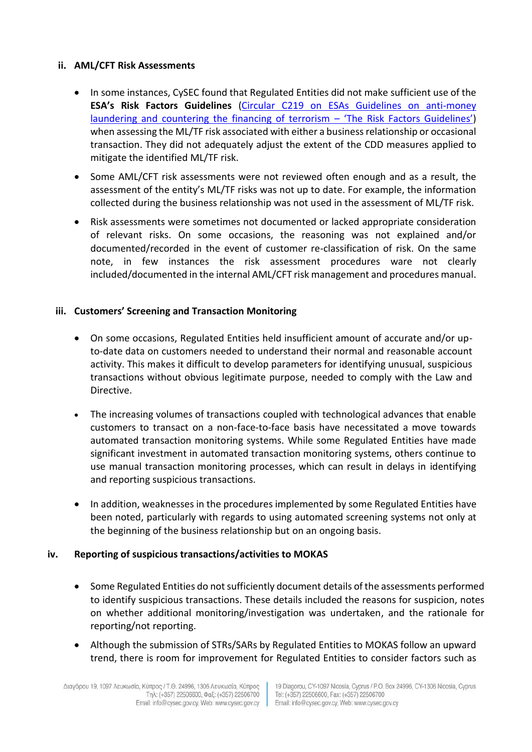### ii. AML/CFT Risk Assessments

- In some instances, CySEC found that Regulated Entities did not make sufficient use of the **ESA's Risk Factors Guidelines** (Circular C219 on ESAs Guidelines on anti-money laundering and countering the financing of terrorism – 'The Risk Factors Guidelines') when assessing the ML/TF risk associated with either a business relationship or occasional transaction. They did not adequately adjust the extent of the CDD measures applied to mitigate the identified ML/TF risk.

- Some AML/CFT risk assessments were not reviewed often enough and as a result, the assessment of the entity's ML/TF risks was not up to date. For example, the information collected during the business relationship was not used in the assessment of ML/TF risk.

- Risk assessments were sometimes not documented or lacked appropriate consideration of relevant risks. On some occasions, the reasoning was not explained and/or documented/recorded in the event of customer re-classification of risk. On the same note, in few instances the risk assessment procedures ware not clearly included/documented in the internal AML/CFT risk management and procedures manual.

### iii. Customers' Screening and Transaction Monitoring

- On some occasions, Regulated Entities held insufficient amount of accurate and/or up-to-date data on customers needed to understand their normal and reasonable account activity. This makes it difficult to develop parameters for identifying unusual, suspicious transactions without obvious legitimate purpose, needed to comply with the Law and Directive.

- The increasing volumes of transactions coupled with technological advances that enable customers to transact on a non-face-to-face basis have necessitated a move towards automated transaction monitoring systems. While some Regulated Entities have made significant investment in automated transaction monitoring systems, others continue to use manual transaction monitoring processes, which can result in delays in identifying and reporting suspicious transactions.

- In addition, weaknesses in the procedures implemented by some Regulated Entities have been noted, particularly with regards to using automated screening systems not only at the beginning of the business relationship but on an ongoing basis.

### iv. Reporting of suspicious transactions/activities to MOKAS

- Some Regulated Entities do not sufficiently document details of the assessments performed to identify suspicious transactions. These details included the reasons for suspicion, notes on whether additional monitoring/investigation was undertaken, and the rationale for reporting/not reporting.

- Although the submission of STRs/SARs by Regulated Entities to MOKAS follow an upward trend, there is room for improvement for Regulated Entities to consider factors such as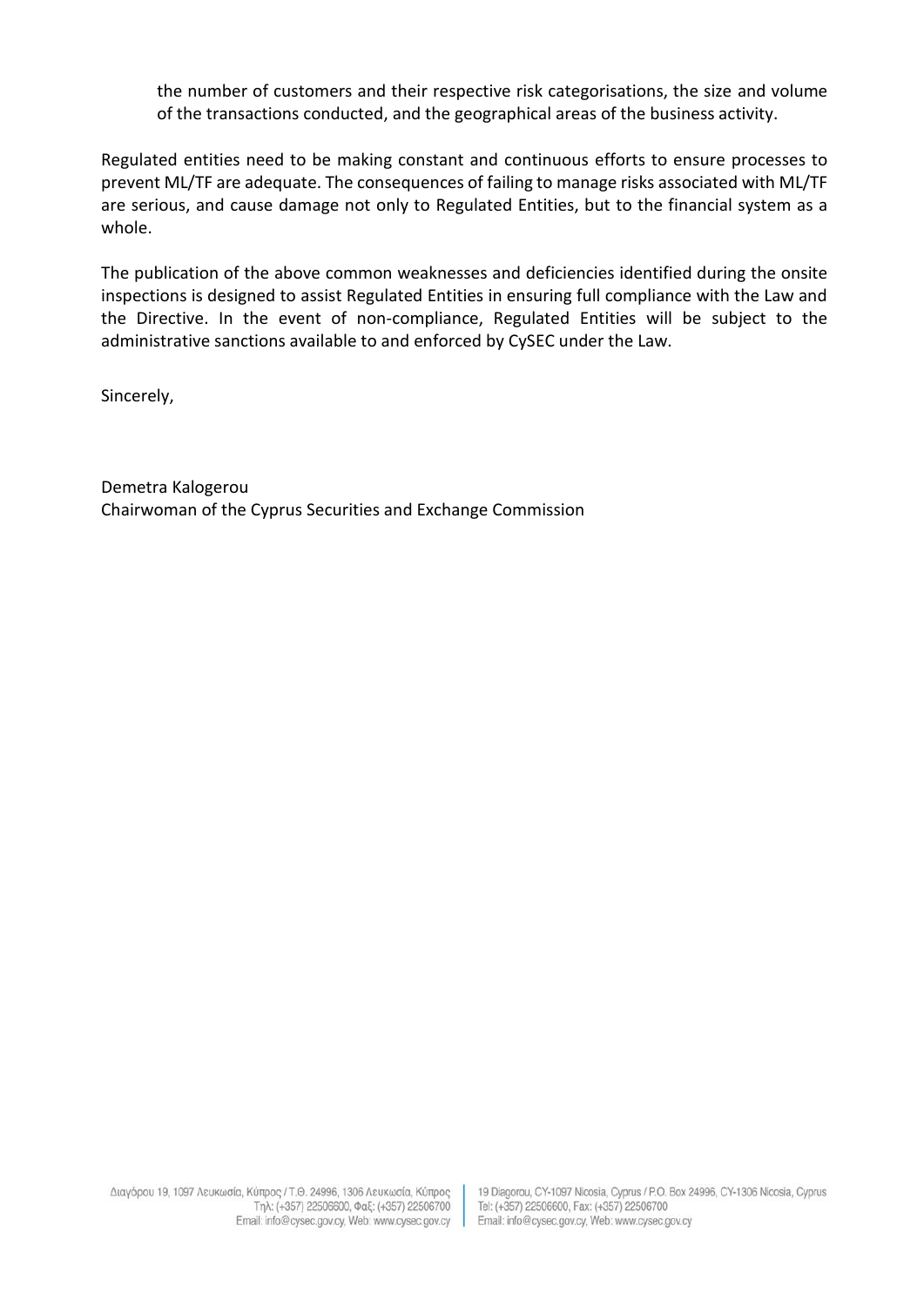the number of customers and their respective risk categorisations, the size and volume of the transactions conducted, and the geographical areas of the business activity.

Regulated entities need to be making constant and continuous efforts to ensure processes to prevent ML/TF are adequate. The consequences of failing to manage risks associated with ML/TF are serious, and cause damage not only to Regulated Entities, but to the financial system as a whole.

The publication of the above common weaknesses and deficiencies identified during the onsite inspections is designed to assist Regulated Entities in ensuring full compliance with the Law and the Directive. In the event of non-compliance, Regulated Entities will be subject to the administrative sanctions available to and enforced by CySEC under the Law.

Sincerely,

Demetra Kalogerou
Chairwoman of the Cyprus Securities and Exchange Commission